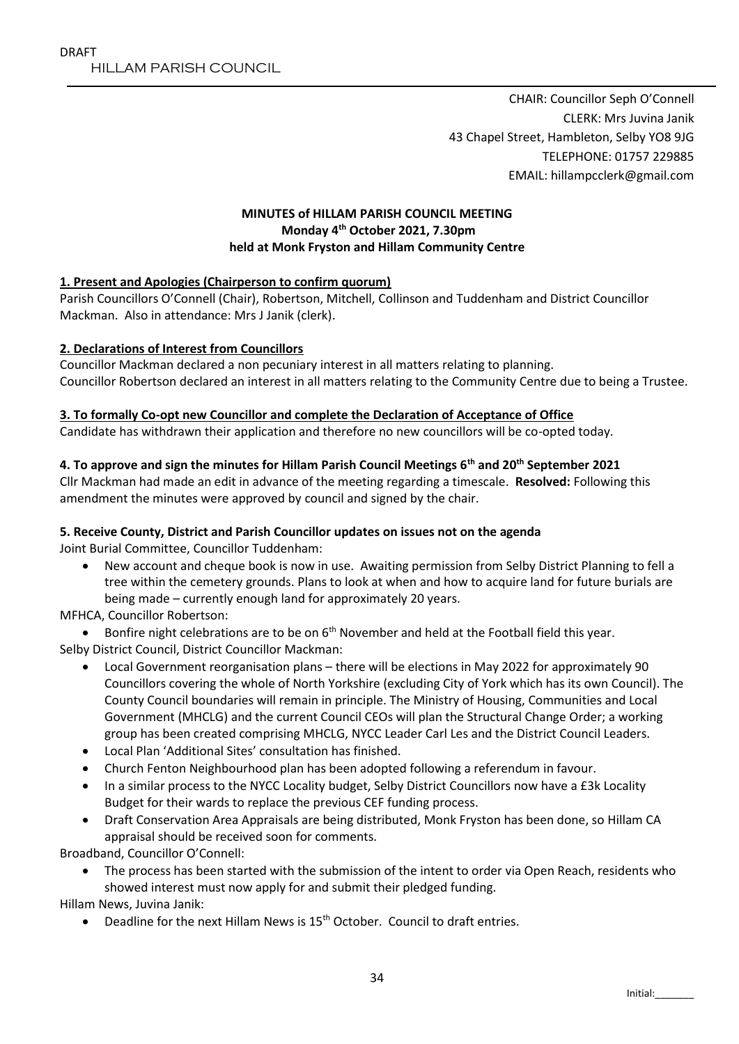DRAFT

HILLAM PARISH COUNCIL

CHAIR: Councillor Seph O'Connell
CLERK: Mrs Juvina Janik
43 Chapel Street, Hambleton, Selby YO8 9JG
TELEPHONE: 01757 229885
EMAIL: hillampcclerk@gmail.com

**MINUTES of HILLAM PARISH COUNCIL MEETING**
**Monday 4th October 2021, 7.30pm**
**held at Monk Fryston and Hillam Community Centre**

**1. Present and Apologies (Chairperson to confirm quorum)**

Parish Councillors O'Connell (Chair), Robertson, Mitchell, Collinson and Tuddenham and District Councillor Mackman. Also in attendance: Mrs J Janik (clerk).

**2. Declarations of Interest from Councillors**

Councillor Mackman declared a non pecuniary interest in all matters relating to planning.
Councillor Robertson declared an interest in all matters relating to the Community Centre due to being a Trustee.

**3. To formally Co-opt new Councillor and complete the Declaration of Acceptance of Office**

Candidate has withdrawn their application and therefore no new councillors will be co-opted today.

**4. To approve and sign the minutes for Hillam Parish Council Meetings 6th and 20th September 2021**

Cllr Mackman had made an edit in advance of the meeting regarding a timescale. **Resolved:** Following this amendment the minutes were approved by council and signed by the chair.

**5. Receive County, District and Parish Councillor updates on issues not on the agenda**

Joint Burial Committee, Councillor Tuddenham:

- New account and cheque book is now in use. Awaiting permission from Selby District Planning to fell a tree within the cemetery grounds. Plans to look at when and how to acquire land for future burials are being made – currently enough land for approximately 20 years.

MFHCA, Councillor Robertson:

- Bonfire night celebrations are to be on 6th November and held at the Football field this year.

Selby District Council, District Councillor Mackman:

- Local Government reorganisation plans – there will be elections in May 2022 for approximately 90 Councillors covering the whole of North Yorkshire (excluding City of York which has its own Council). The County Council boundaries will remain in principle. The Ministry of Housing, Communities and Local Government (MHCLG) and the current Council CEOs will plan the Structural Change Order; a working group has been created comprising MHCLG, NYCC Leader Carl Les and the District Council Leaders.
- Local Plan 'Additional Sites' consultation has finished.
- Church Fenton Neighbourhood plan has been adopted following a referendum in favour.
- In a similar process to the NYCC Locality budget, Selby District Councillors now have a £3k Locality Budget for their wards to replace the previous CEF funding process.
- Draft Conservation Area Appraisals are being distributed, Monk Fryston has been done, so Hillam CA appraisal should be received soon for comments.

Broadband, Councillor O'Connell:

- The process has been started with the submission of the intent to order via Open Reach, residents who showed interest must now apply for and submit their pledged funding.

Hillam News, Juvina Janik:

- Deadline for the next Hillam News is 15th October. Council to draft entries.

Initial:_______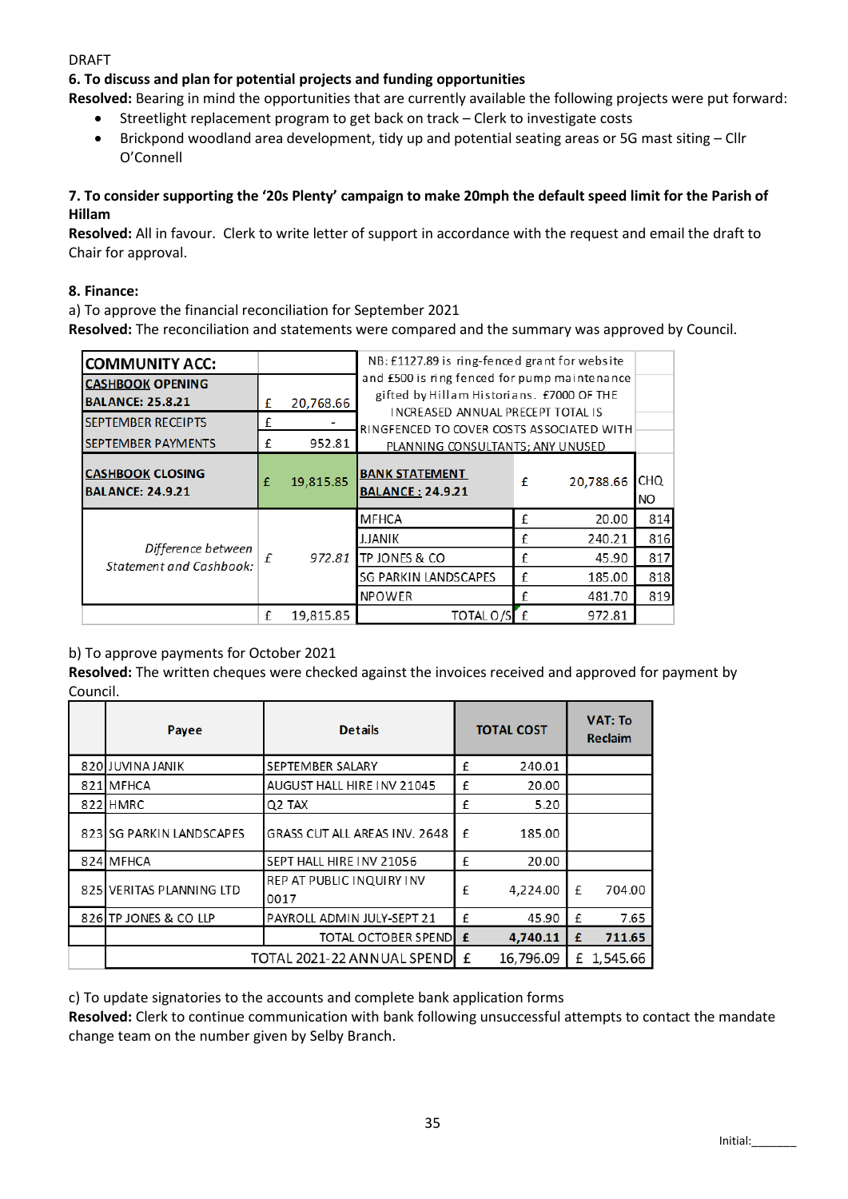DRAFT

**6. To discuss and plan for potential projects and funding opportunities**

**Resolved:** Bearing in mind the opportunities that are currently available the following projects were put forward:

- Streetlight replacement program to get back on track – Clerk to investigate costs
- Brickpond woodland area development, tidy up and potential seating areas or 5G mast siting – Cllr O'Connell

**7. To consider supporting the '20s Plenty' campaign to make 20mph the default speed limit for the Parish of Hillam**

**Resolved:** All in favour. Clerk to write letter of support in accordance with the request and email the draft to Chair for approval.

**8. Finance:**

a) To approve the financial reconciliation for September 2021

**Resolved:** The reconciliation and statements were compared and the summary was approved by Council.

| COMMUNITY ACC: | | NB: £1127.89 is ring-fenced grant for website and £500 is ring fenced for pump maintenance gifted by Hillam Historians. £7000 OF THE INCREASED ANNUAL PRECEPT TOTAL IS RINGFENCED TO COVER COSTS ASSOCIATED WITH PLANNING CONSULTANTS; ANY UNUSED | | |
|---|---|---|---|---|
| CASHBOOK OPENING BALANCE: 25.8.21 | £ 20,768.66 | | | |
| SEPTEMBER RECEIPTS | £ - | | | |
| SEPTEMBER PAYMENTS | £ 952.81 | | | |
| CASHBOOK CLOSING BALANCE: 24.9.21 | £ 19,815.85 | BANK STATEMENT BALANCE : 24.9.21 | £ 20,788.66 | CHQ NO |
| *Difference between Statement and Cashbook:* | *£ 972.81* | MFHCA | £ 20.00 | 814 |
| | | J.JANIK | £ 240.21 | 816 |
| | | TP JONES & CO | £ 45.90 | 817 |
| | | SG PARKIN LANDSCAPES | £ 185.00 | 818 |
| | | NPOWER | £ 481.70 | 819 |
| | £ 19,815.85 | TOTAL O/S | £ 972.81 | |

b) To approve payments for October 2021

**Resolved:** The written cheques were checked against the invoices received and approved for payment by Council.

| | Payee | Details | TOTAL COST | VAT: To Reclaim |
|---|---|---|---|---|
| 820 | JUVINA JANIK | SEPTEMBER SALARY | £ 240.01 | |
| 821 | MFHCA | AUGUST HALL HIRE INV 21045 | £ 20.00 | |
| 822 | HMRC | Q2 TAX | £ 5.20 | |
| 823 | SG PARKIN LANDSCAPES | GRASS CUT ALL AREAS INV. 2648 | £ 185.00 | |
| 824 | MFHCA | SEPT HALL HIRE INV 21056 | £ 20.00 | |
| 825 | VERITAS PLANNING LTD | REP AT PUBLIC INQUIRY INV 0017 | £ 4,224.00 | £ 704.00 |
| 826 | TP JONES & CO LLP | PAYROLL ADMIN JULY-SEPT 21 | £ 45.90 | £ 7.65 |
| | | **TOTAL OCTOBER SPEND** | **£ 4,740.11** | **£ 711.65** |
| | | TOTAL 2021-22 ANNUAL SPEND | £ 16,796.09 | £ 1,545.66 |

c) To update signatories to the accounts and complete bank application forms

**Resolved:** Clerk to continue communication with bank following unsuccessful attempts to contact the mandate change team on the number given by Selby Branch.

Initial:_______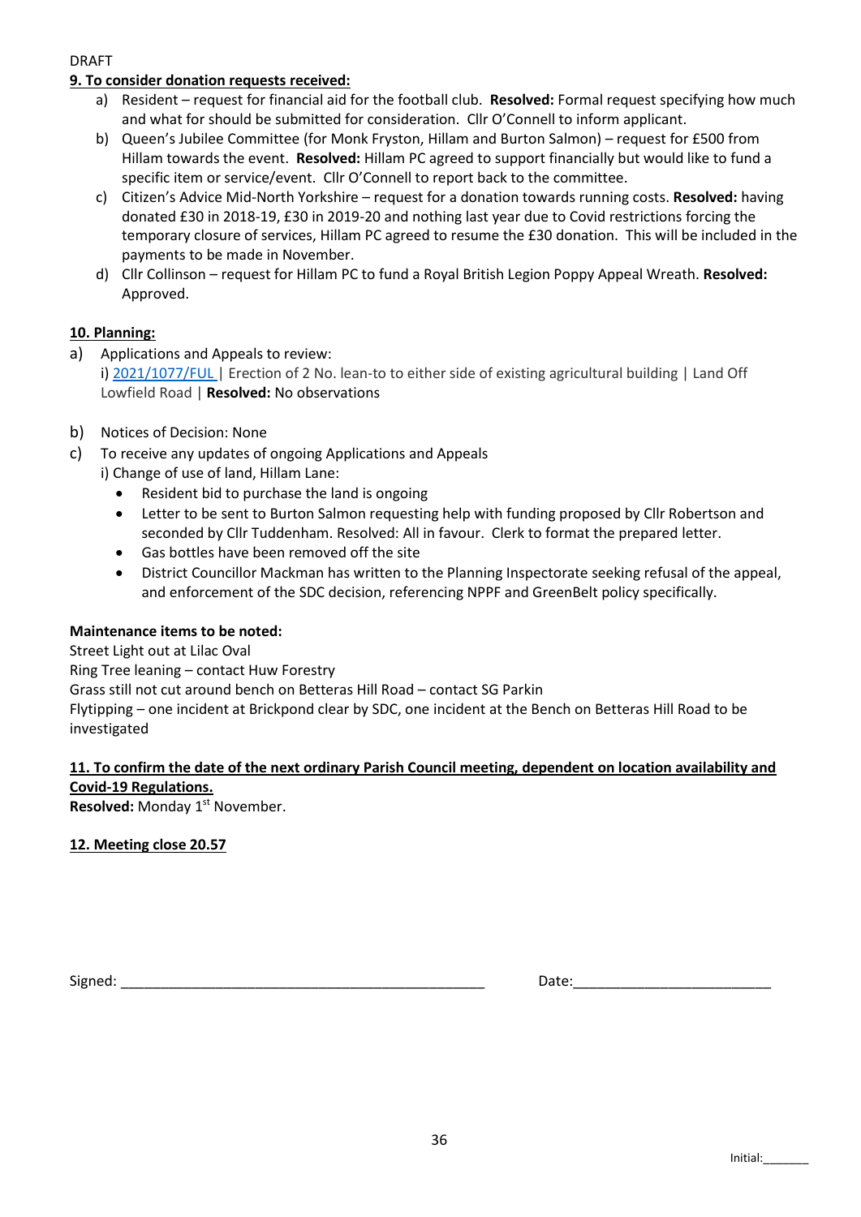DRAFT

**9. To consider donation requests received:**

a) Resident – request for financial aid for the football club. **Resolved:** Formal request specifying how much and what for should be submitted for consideration. Cllr O'Connell to inform applicant.

b) Queen's Jubilee Committee (for Monk Fryston, Hillam and Burton Salmon) – request for £500 from Hillam towards the event. **Resolved:** Hillam PC agreed to support financially but would like to fund a specific item or service/event. Cllr O'Connell to report back to the committee.

c) Citizen's Advice Mid-North Yorkshire – request for a donation towards running costs. **Resolved:** having donated £30 in 2018-19, £30 in 2019-20 and nothing last year due to Covid restrictions forcing the temporary closure of services, Hillam PC agreed to resume the £30 donation. This will be included in the payments to be made in November.

d) Cllr Collinson – request for Hillam PC to fund a Royal British Legion Poppy Appeal Wreath. **Resolved:** Approved.

**10. Planning:**

a) Applications and Appeals to review:
   i) 2021/1077/FUL | Erection of 2 No. lean-to to either side of existing agricultural building | Land Off Lowfield Road | **Resolved:** No observations

b) Notices of Decision: None

c) To receive any updates of ongoing Applications and Appeals
   i) Change of use of land, Hillam Lane:
   - Resident bid to purchase the land is ongoing
   - Letter to be sent to Burton Salmon requesting help with funding proposed by Cllr Robertson and seconded by Cllr Tuddenham. Resolved: All in favour. Clerk to format the prepared letter.
   - Gas bottles have been removed off the site
   - District Councillor Mackman has written to the Planning Inspectorate seeking refusal of the appeal, and enforcement of the SDC decision, referencing NPPF and GreenBelt policy specifically.

**Maintenance items to be noted:**

Street Light out at Lilac Oval
Ring Tree leaning – contact Huw Forestry
Grass still not cut around bench on Betteras Hill Road – contact SG Parkin
Flytipping – one incident at Brickpond clear by SDC, one incident at the Bench on Betteras Hill Road to be investigated

**11. To confirm the date of the next ordinary Parish Council meeting, dependent on location availability and Covid-19 Regulations.**

**Resolved:** Monday 1st November.

**12. Meeting close 20.57**

Signed: ______________________________________________ Date:________________________

Initial:_______